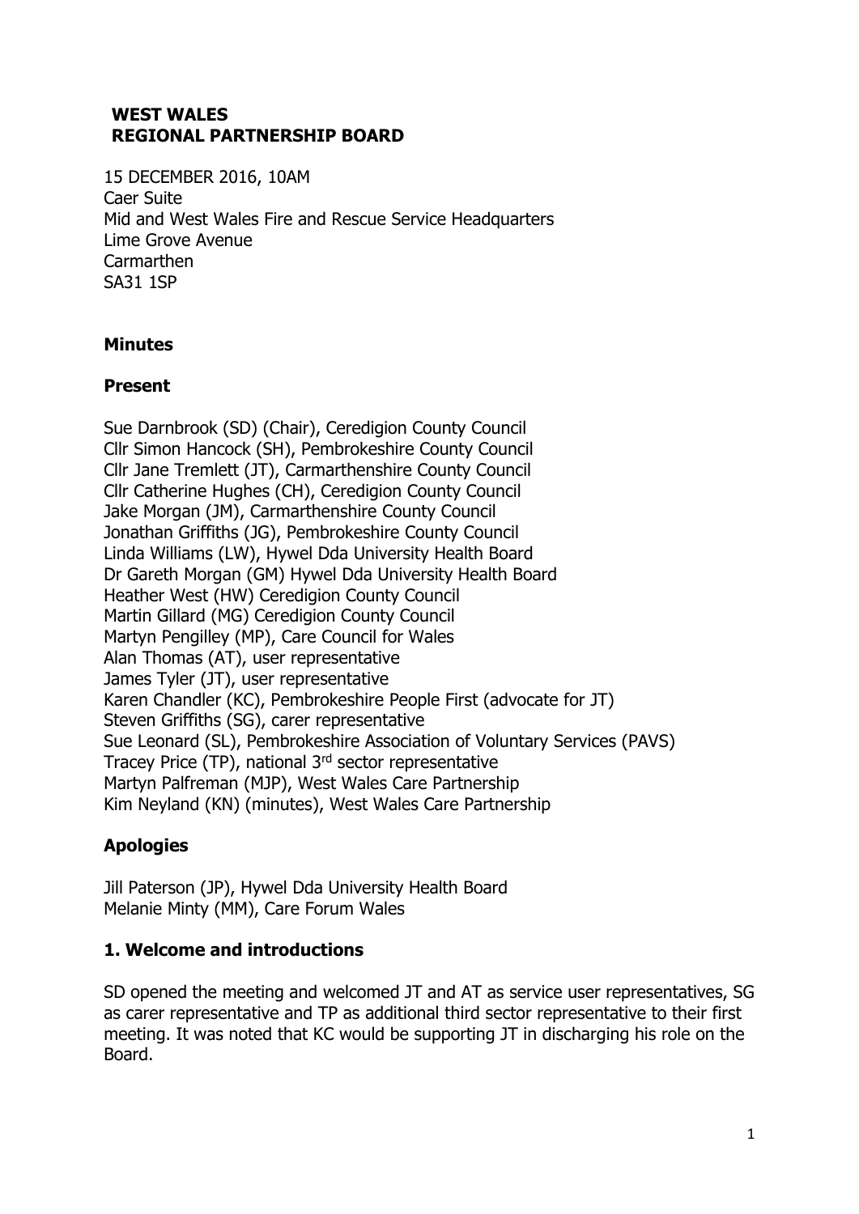**WEST WALES**
**REGIONAL PARTNERSHIP BOARD**

15 DECEMBER 2016, 10AM
Caer Suite
Mid and West Wales Fire and Rescue Service Headquarters
Lime Grove Avenue
Carmarthen
SA31 1SP

**Minutes**

**Present**

Sue Darnbrook (SD) (Chair), Ceredigion County Council
Cllr Simon Hancock (SH), Pembrokeshire County Council
Cllr Jane Tremlett (JT), Carmarthenshire County Council
Cllr Catherine Hughes (CH), Ceredigion County Council
Jake Morgan (JM), Carmarthenshire County Council
Jonathan Griffiths (JG), Pembrokeshire County Council
Linda Williams (LW), Hywel Dda University Health Board
Dr Gareth Morgan (GM) Hywel Dda University Health Board
Heather West (HW) Ceredigion County Council
Martin Gillard (MG) Ceredigion County Council
Martyn Pengilley (MP), Care Council for Wales
Alan Thomas (AT), user representative
James Tyler (JT), user representative
Karen Chandler (KC), Pembrokeshire People First (advocate for JT)
Steven Griffiths (SG), carer representative
Sue Leonard (SL), Pembrokeshire Association of Voluntary Services (PAVS)
Tracey Price (TP), national 3rd sector representative
Martyn Palfreman (MJP), West Wales Care Partnership
Kim Neyland (KN) (minutes), West Wales Care Partnership

**Apologies**

Jill Paterson (JP), Hywel Dda University Health Board
Melanie Minty (MM), Care Forum Wales

**1. Welcome and introductions**

SD opened the meeting and welcomed JT and AT as service user representatives, SG as carer representative and TP as additional third sector representative to their first meeting. It was noted that KC would be supporting JT in discharging his role on the Board.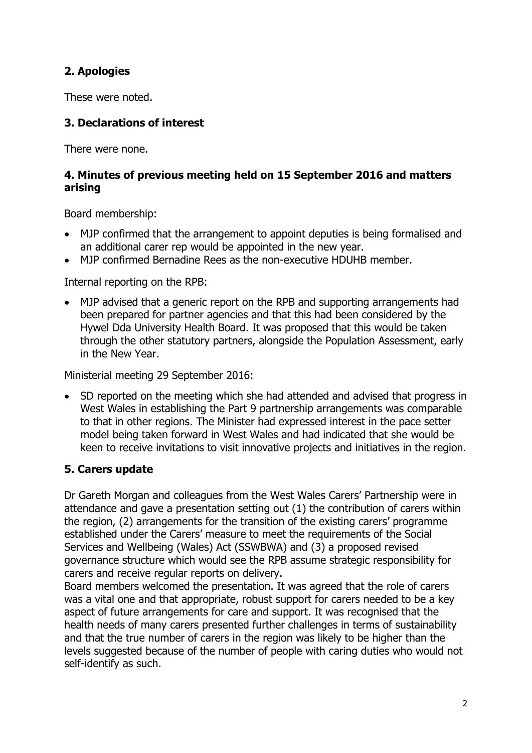## 2. Apologies

These were noted.

## 3. Declarations of interest

There were none.

## 4. Minutes of previous meeting held on 15 September 2016 and matters arising

Board membership:

- MJP confirmed that the arrangement to appoint deputies is being formalised and an additional carer rep would be appointed in the new year.
- MJP confirmed Bernadine Rees as the non-executive HDUHB member.

Internal reporting on the RPB:

- MJP advised that a generic report on the RPB and supporting arrangements had been prepared for partner agencies and that this had been considered by the Hywel Dda University Health Board. It was proposed that this would be taken through the other statutory partners, alongside the Population Assessment, early in the New Year.

Ministerial meeting 29 September 2016:

- SD reported on the meeting which she had attended and advised that progress in West Wales in establishing the Part 9 partnership arrangements was comparable to that in other regions. The Minister had expressed interest in the pace setter model being taken forward in West Wales and had indicated that she would be keen to receive invitations to visit innovative projects and initiatives in the region.

## 5. Carers update

Dr Gareth Morgan and colleagues from the West Wales Carers' Partnership were in attendance and gave a presentation setting out (1) the contribution of carers within the region, (2) arrangements for the transition of the existing carers' programme established under the Carers' measure to meet the requirements of the Social Services and Wellbeing (Wales) Act (SSWBWA) and (3) a proposed revised governance structure which would see the RPB assume strategic responsibility for carers and receive regular reports on delivery.

Board members welcomed the presentation. It was agreed that the role of carers was a vital one and that appropriate, robust support for carers needed to be a key aspect of future arrangements for care and support. It was recognised that the health needs of many carers presented further challenges in terms of sustainability and that the true number of carers in the region was likely to be higher than the levels suggested because of the number of people with caring duties who would not self-identify as such.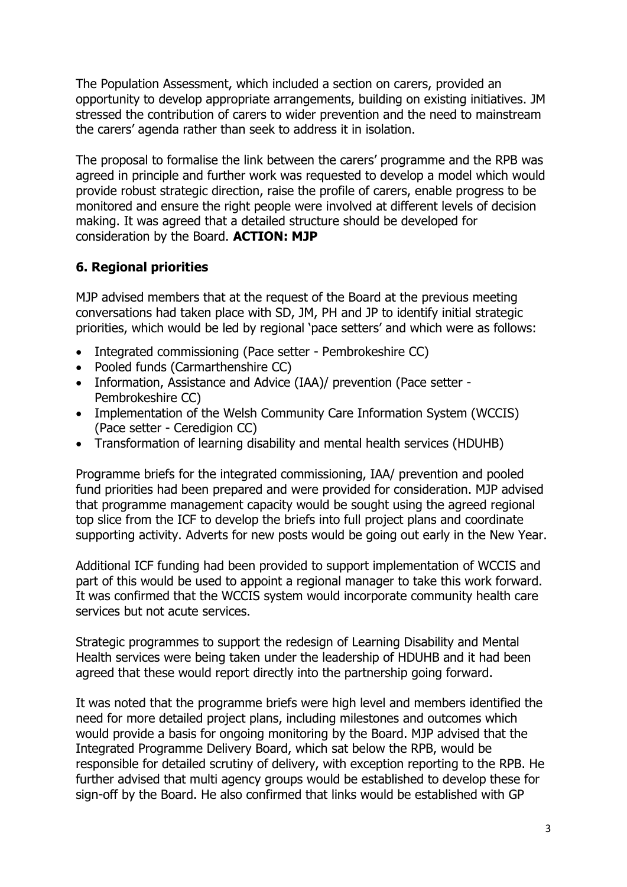The Population Assessment, which included a section on carers, provided an opportunity to develop appropriate arrangements, building on existing initiatives. JM stressed the contribution of carers to wider prevention and the need to mainstream the carers' agenda rather than seek to address it in isolation.

The proposal to formalise the link between the carers' programme and the RPB was agreed in principle and further work was requested to develop a model which would provide robust strategic direction, raise the profile of carers, enable progress to be monitored and ensure the right people were involved at different levels of decision making. It was agreed that a detailed structure should be developed for consideration by the Board. **ACTION: MJP**

## 6. Regional priorities

MJP advised members that at the request of the Board at the previous meeting conversations had taken place with SD, JM, PH and JP to identify initial strategic priorities, which would be led by regional 'pace setters' and which were as follows:

- Integrated commissioning (Pace setter - Pembrokeshire CC)
- Pooled funds (Carmarthenshire CC)
- Information, Assistance and Advice (IAA)/ prevention (Pace setter - Pembrokeshire CC)
- Implementation of the Welsh Community Care Information System (WCCIS) (Pace setter - Ceredigion CC)
- Transformation of learning disability and mental health services (HDUHB)

Programme briefs for the integrated commissioning, IAA/ prevention and pooled fund priorities had been prepared and were provided for consideration. MJP advised that programme management capacity would be sought using the agreed regional top slice from the ICF to develop the briefs into full project plans and coordinate supporting activity. Adverts for new posts would be going out early in the New Year.

Additional ICF funding had been provided to support implementation of WCCIS and part of this would be used to appoint a regional manager to take this work forward. It was confirmed that the WCCIS system would incorporate community health care services but not acute services.

Strategic programmes to support the redesign of Learning Disability and Mental Health services were being taken under the leadership of HDUHB and it had been agreed that these would report directly into the partnership going forward.

It was noted that the programme briefs were high level and members identified the need for more detailed project plans, including milestones and outcomes which would provide a basis for ongoing monitoring by the Board. MJP advised that the Integrated Programme Delivery Board, which sat below the RPB, would be responsible for detailed scrutiny of delivery, with exception reporting to the RPB. He further advised that multi agency groups would be established to develop these for sign-off by the Board. He also confirmed that links would be established with GP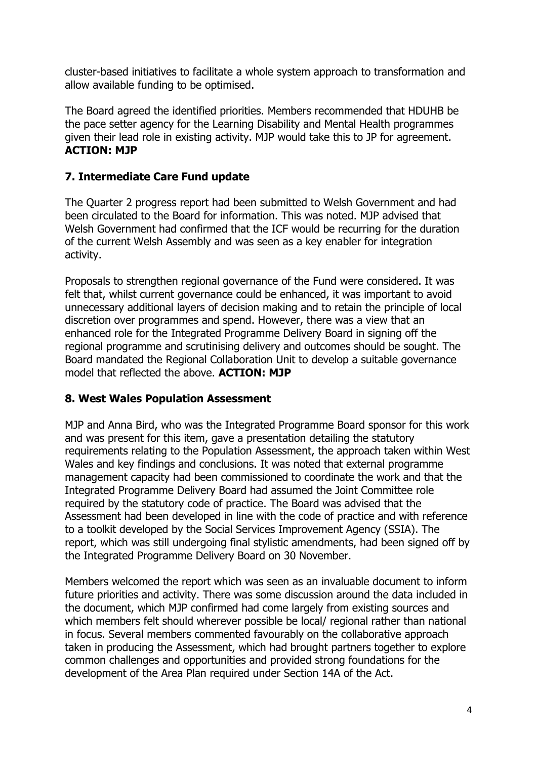cluster-based initiatives to facilitate a whole system approach to transformation and allow available funding to be optimised.

The Board agreed the identified priorities. Members recommended that HDUHB be the pace setter agency for the Learning Disability and Mental Health programmes given their lead role in existing activity. MJP would take this to JP for agreement. **ACTION: MJP**

## 7. Intermediate Care Fund update

The Quarter 2 progress report had been submitted to Welsh Government and had been circulated to the Board for information. This was noted. MJP advised that Welsh Government had confirmed that the ICF would be recurring for the duration of the current Welsh Assembly and was seen as a key enabler for integration activity.

Proposals to strengthen regional governance of the Fund were considered. It was felt that, whilst current governance could be enhanced, it was important to avoid unnecessary additional layers of decision making and to retain the principle of local discretion over programmes and spend. However, there was a view that an enhanced role for the Integrated Programme Delivery Board in signing off the regional programme and scrutinising delivery and outcomes should be sought. The Board mandated the Regional Collaboration Unit to develop a suitable governance model that reflected the above. **ACTION: MJP**

## 8. West Wales Population Assessment

MJP and Anna Bird, who was the Integrated Programme Board sponsor for this work and was present for this item, gave a presentation detailing the statutory requirements relating to the Population Assessment, the approach taken within West Wales and key findings and conclusions. It was noted that external programme management capacity had been commissioned to coordinate the work and that the Integrated Programme Delivery Board had assumed the Joint Committee role required by the statutory code of practice. The Board was advised that the Assessment had been developed in line with the code of practice and with reference to a toolkit developed by the Social Services Improvement Agency (SSIA). The report, which was still undergoing final stylistic amendments, had been signed off by the Integrated Programme Delivery Board on 30 November.

Members welcomed the report which was seen as an invaluable document to inform future priorities and activity. There was some discussion around the data included in the document, which MJP confirmed had come largely from existing sources and which members felt should wherever possible be local/ regional rather than national in focus. Several members commented favourably on the collaborative approach taken in producing the Assessment, which had brought partners together to explore common challenges and opportunities and provided strong foundations for the development of the Area Plan required under Section 14A of the Act.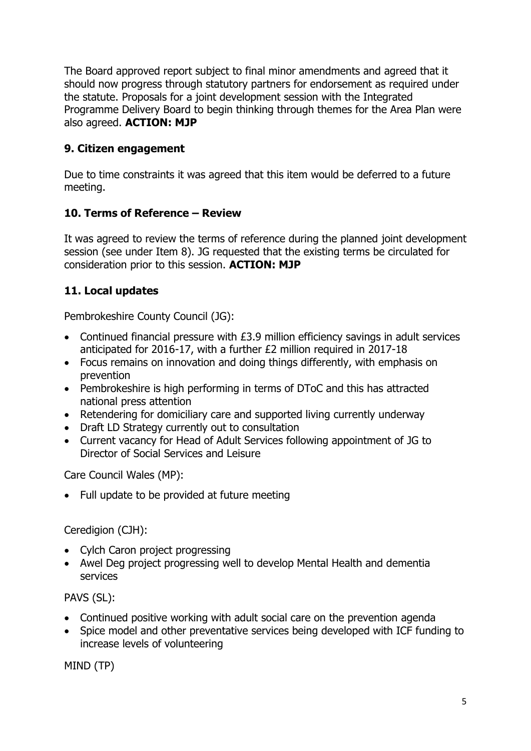The Board approved report subject to final minor amendments and agreed that it should now progress through statutory partners for endorsement as required under the statute. Proposals for a joint development session with the Integrated Programme Delivery Board to begin thinking through themes for the Area Plan were also agreed. **ACTION: MJP**

### 9. Citizen engagement

Due to time constraints it was agreed that this item would be deferred to a future meeting.

### 10. Terms of Reference – Review

It was agreed to review the terms of reference during the planned joint development session (see under Item 8). JG requested that the existing terms be circulated for consideration prior to this session. **ACTION: MJP**

### 11. Local updates

Pembrokeshire County Council (JG):

- Continued financial pressure with £3.9 million efficiency savings in adult services anticipated for 2016-17, with a further £2 million required in 2017-18
- Focus remains on innovation and doing things differently, with emphasis on prevention
- Pembrokeshire is high performing in terms of DToC and this has attracted national press attention
- Retendering for domiciliary care and supported living currently underway
- Draft LD Strategy currently out to consultation
- Current vacancy for Head of Adult Services following appointment of JG to Director of Social Services and Leisure

Care Council Wales (MP):

- Full update to be provided at future meeting

Ceredigion (CJH):

- Cylch Caron project progressing
- Awel Deg project progressing well to develop Mental Health and dementia services

PAVS (SL):

- Continued positive working with adult social care on the prevention agenda
- Spice model and other preventative services being developed with ICF funding to increase levels of volunteering

MIND (TP)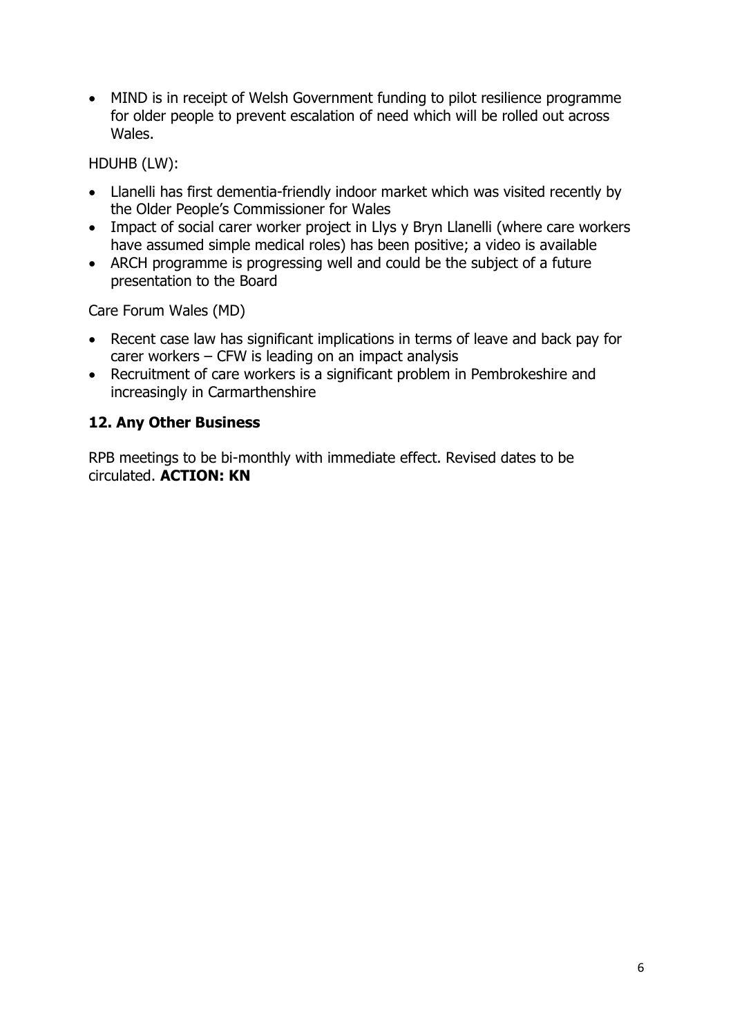- MIND is in receipt of Welsh Government funding to pilot resilience programme for older people to prevent escalation of need which will be rolled out across Wales.

HDUHB (LW):

- Llanelli has first dementia-friendly indoor market which was visited recently by the Older People's Commissioner for Wales
- Impact of social carer worker project in Llys y Bryn Llanelli (where care workers have assumed simple medical roles) has been positive; a video is available
- ARCH programme is progressing well and could be the subject of a future presentation to the Board

Care Forum Wales (MD)

- Recent case law has significant implications in terms of leave and back pay for carer workers – CFW is leading on an impact analysis
- Recruitment of care workers is a significant problem in Pembrokeshire and increasingly in Carmarthenshire

## 12. Any Other Business

RPB meetings to be bi-monthly with immediate effect. Revised dates to be circulated. **ACTION: KN**